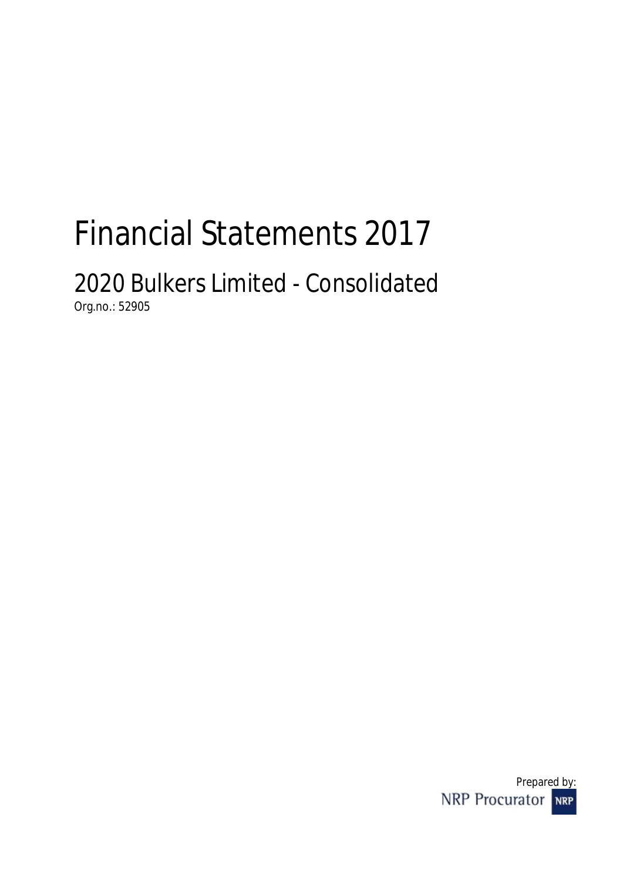# Financial Statements 2017

## 2020 Bulkers Limited - Consolidated

Org.no.: 52905

Prepared by:

NRP Procurator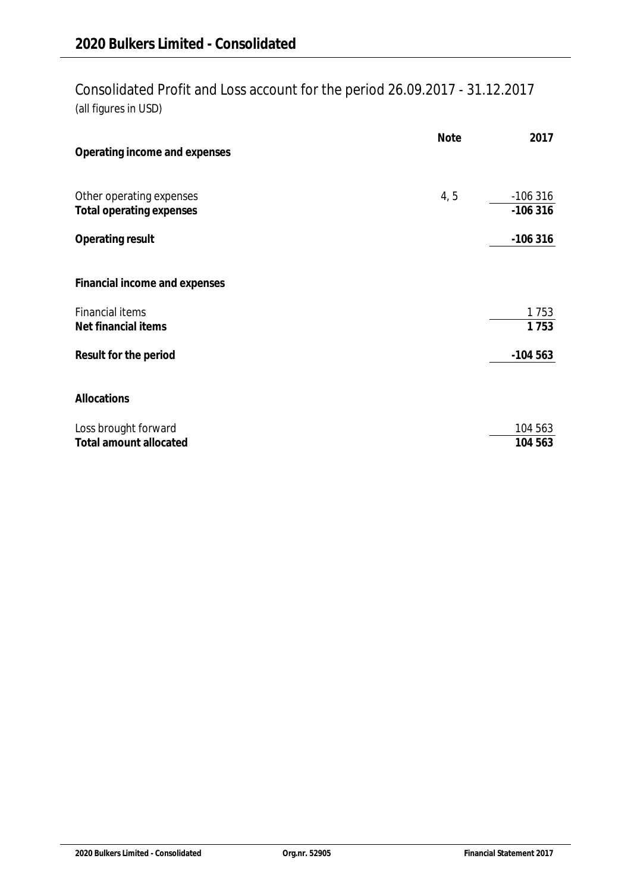# 2020 Bulkers Limited - Consolidated

## Consolidated Profit and Loss account for the period 26.09.2017 - 31.12.2017

*(all figures in USD)*

| | Note | 2017 |
|---|---|---|
| **Operating income and expenses** | | |
| Other operating expenses | 4, 5 | -106 316 |
| **Total operating expenses** | | **-106 316** |
| **Operating result** | | **-106 316** |
| **Financial income and expenses** | | |
| Financial items | | 1 753 |
| **Net financial items** | | **1 753** |
| **Result for the period** | | **-104 563** |
| **Allocations** | | |
| Loss brought forward | | 104 563 |
| **Total amount allocated** | | **104 563** |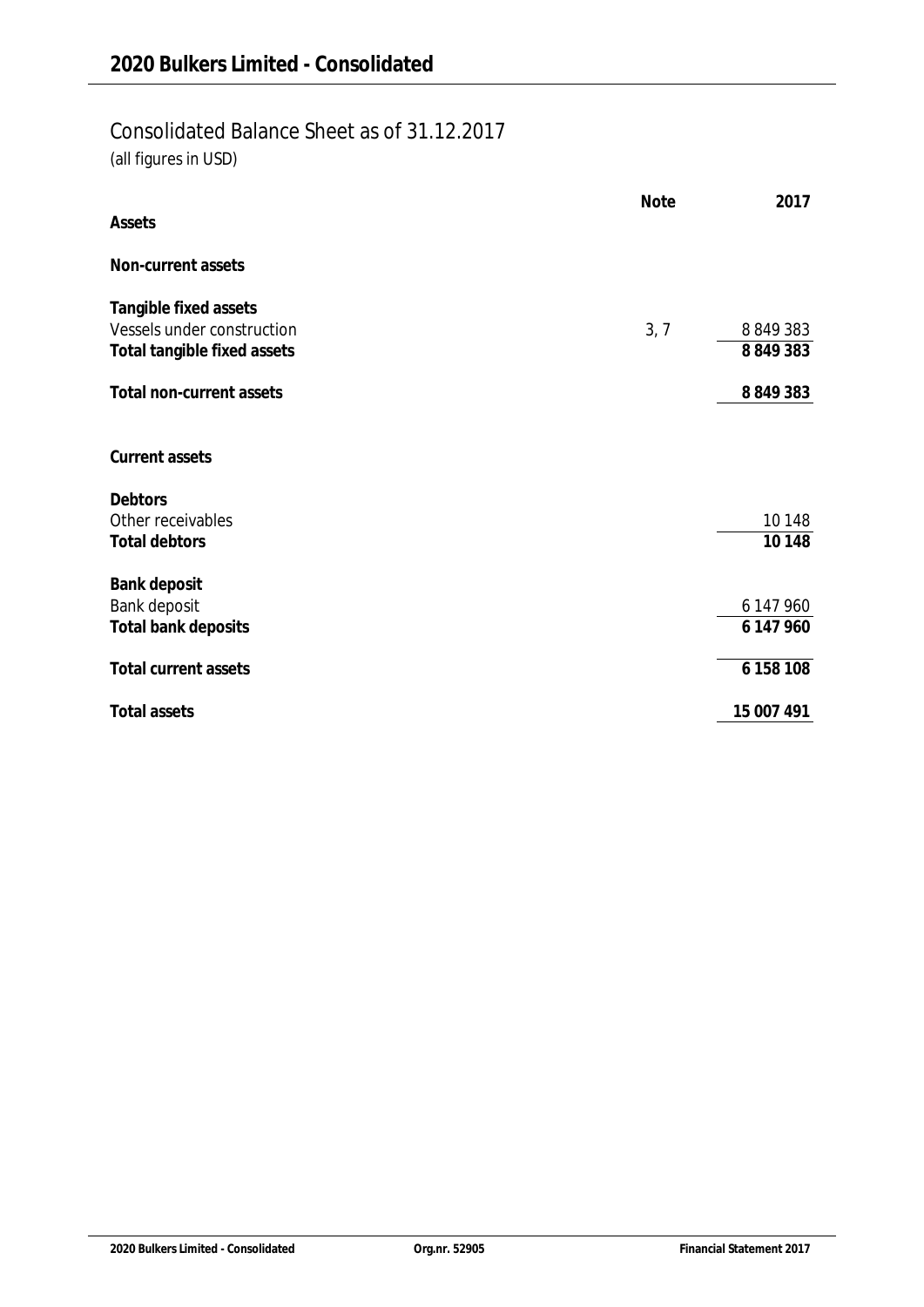## Consolidated Balance Sheet as of 31.12.2017

*(all figures in USD)*

| | Note | 2017 |
|---|---|---|
| **Assets** | | |
| | | |
| **Non-current assets** | | |
| | | |
| **Tangible fixed assets** | | |
| Vessels under construction | 3, 7 | 8 849 383 |
| **Total tangible fixed assets** | | **8 849 383** |
| | | |
| **Total non-current assets** | | **8 849 383** |
| | | |
| **Current assets** | | |
| | | |
| **Debtors** | | |
| Other receivables | | 10 148 |
| **Total debtors** | | **10 148** |
| | | |
| **Bank deposit** | | |
| Bank deposit | | 6 147 960 |
| **Total bank deposits** | | **6 147 960** |
| | | |
| **Total current assets** | | **6 158 108** |
| | | |
| **Total assets** | | **15 007 491** |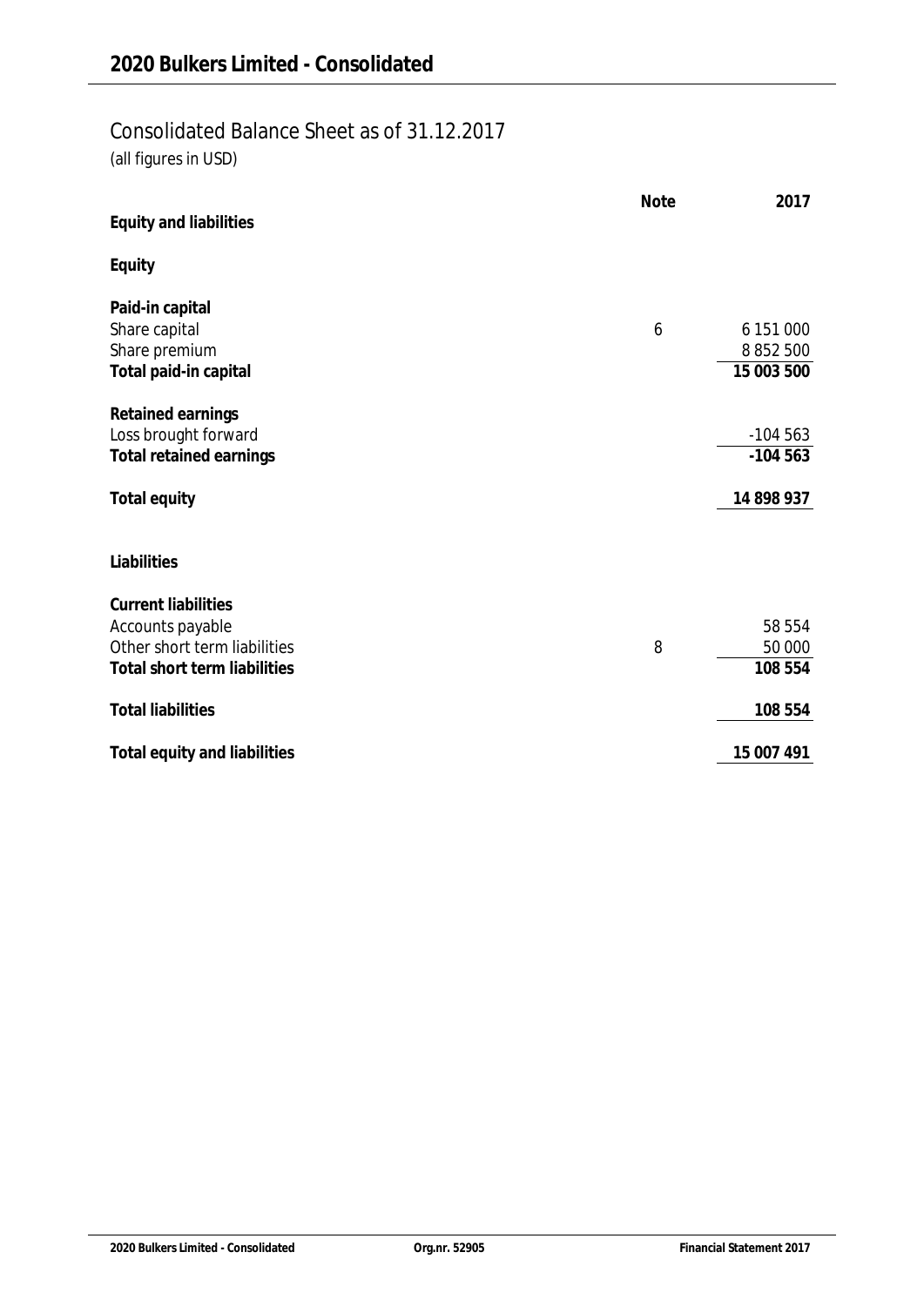## Consolidated Balance Sheet as of 31.12.2017

*(all figures in USD)*

| | Note | 2017 |
|---|---|---|
| **Equity and liabilities** | | |
| | | |
| **Equity** | | |
| | | |
| **Paid-in capital** | | |
| Share capital | 6 | 6 151 000 |
| Share premium | | 8 852 500 |
| **Total paid-in capital** | | **15 003 500** |
| | | |
| **Retained earnings** | | |
| Loss brought forward | | -104 563 |
| **Total retained earnings** | | **-104 563** |
| | | |
| **Total equity** | | **14 898 937** |
| | | |
| **Liabilities** | | |
| | | |
| **Current liabilities** | | |
| Accounts payable | | 58 554 |
| Other short term liabilities | 8 | 50 000 |
| **Total short term liabilities** | | **108 554** |
| | | |
| **Total liabilities** | | **108 554** |
| | | |
| **Total equity and liabilities** | | **15 007 491** |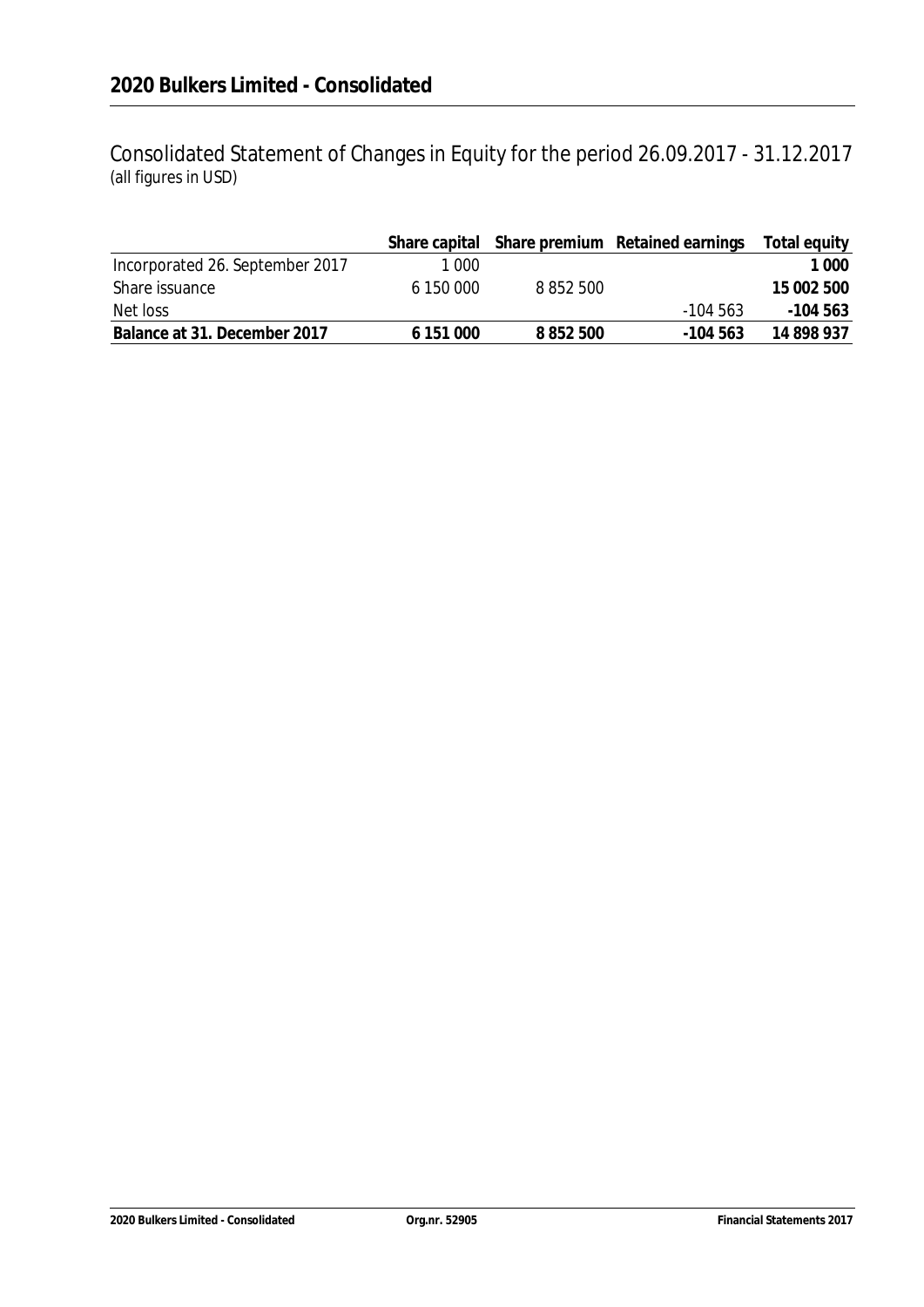## 2020 Bulkers Limited - Consolidated

Consolidated Statement of Changes in Equity for the period 26.09.2017 - 31.12.2017
(all figures in USD)

| | Share capital | Share premium | Retained earnings | Total equity |
|---|---|---|---|---|
| Incorporated 26. September 2017 | 1 000 | | | **1 000** |
| Share issuance | 6 150 000 | 8 852 500 | | **15 002 500** |
| Net loss | | | -104 563 | **-104 563** |
| **Balance at 31. December 2017** | **6 151 000** | **8 852 500** | **-104 563** | **14 898 937** |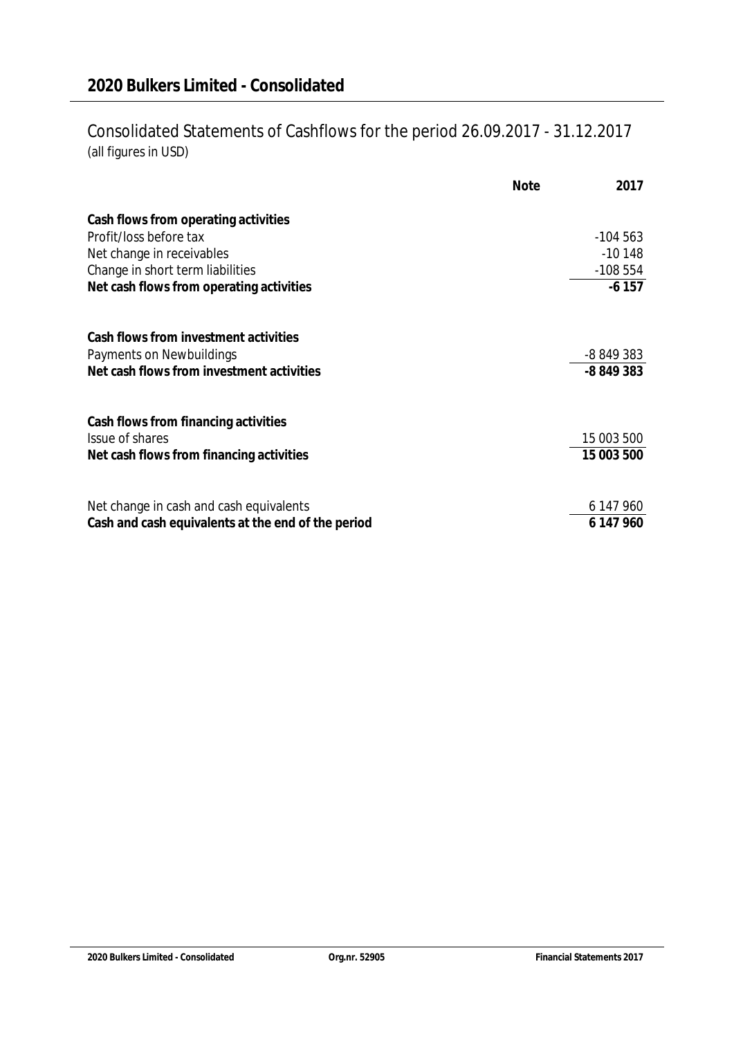## 2020 Bulkers Limited - Consolidated

# Consolidated Statements of Cashflows for the period 26.09.2017 - 31.12.2017

*(all figures in USD)*

| | Note | 2017 |
|---|---|---|
| **Cash flows from operating activities** | | |
| Profit/loss before tax | | -104 563 |
| Net change in receivables | | -10 148 |
| Change in short term liabilities | | -108 554 |
| **Net cash flows from operating activities** | | **-6 157** |
| | | |
| **Cash flows from investment activities** | | |
| Payments on Newbuildings | | -8 849 383 |
| **Net cash flows from investment activities** | | **-8 849 383** |
| | | |
| **Cash flows from financing activities** | | |
| Issue of shares | | 15 003 500 |
| **Net cash flows from financing activities** | | **15 003 500** |
| | | |
| Net change in cash and cash equivalents | | 6 147 960 |
| **Cash and cash equivalents at the end of the period** | | **6 147 960** |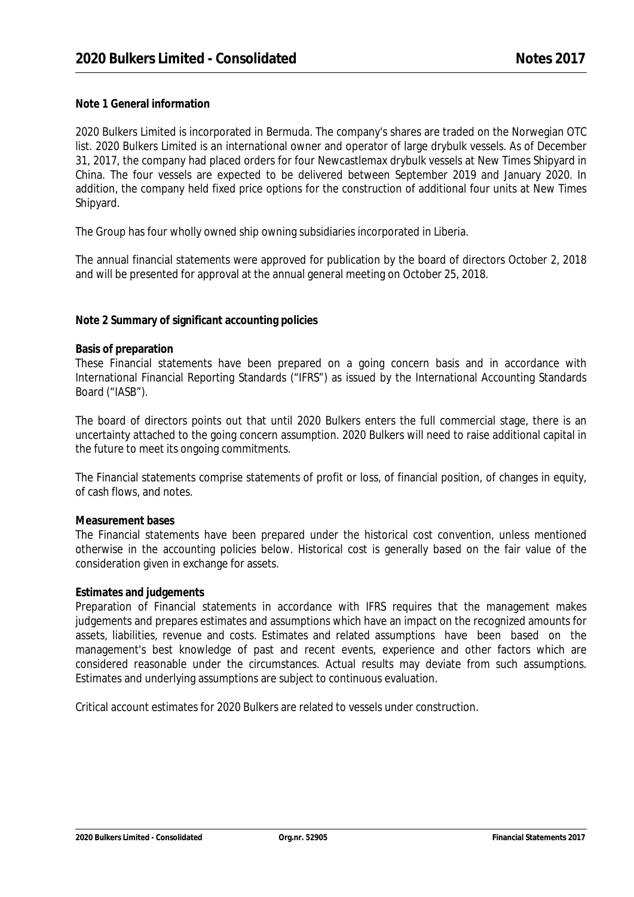## Note 1 General information

2020 Bulkers Limited is incorporated in Bermuda. The company's shares are traded on the Norwegian OTC list. 2020 Bulkers Limited is an international owner and operator of large drybulk vessels. As of December 31, 2017, the company had placed orders for four Newcastlemax drybulk vessels at New Times Shipyard in China. The four vessels are expected to be delivered between September 2019 and January 2020. In addition, the company held fixed price options for the construction of additional four units at New Times Shipyard.

The Group has four wholly owned ship owning subsidiaries incorporated in Liberia.

The annual financial statements were approved for publication by the board of directors October 2, 2018 and will be presented for approval at the annual general meeting on October 25, 2018.

## Note 2 Summary of significant accounting policies

**Basis of preparation**

These Financial statements have been prepared on a going concern basis and in accordance with International Financial Reporting Standards ("IFRS") as issued by the International Accounting Standards Board ("IASB").

The board of directors points out that until 2020 Bulkers enters the full commercial stage, there is an uncertainty attached to the going concern assumption. 2020 Bulkers will need to raise additional capital in the future to meet its ongoing commitments.

The Financial statements comprise statements of profit or loss, of financial position, of changes in equity, of cash flows, and notes.

**Measurement bases**

The Financial statements have been prepared under the historical cost convention, unless mentioned otherwise in the accounting policies below. Historical cost is generally based on the fair value of the consideration given in exchange for assets.

**Estimates and judgements**

Preparation of Financial statements in accordance with IFRS requires that the management makes judgements and prepares estimates and assumptions which have an impact on the recognized amounts for assets, liabilities, revenue and costs. Estimates and related assumptions have been based on the management's best knowledge of past and recent events, experience and other factors which are considered reasonable under the circumstances. Actual results may deviate from such assumptions. Estimates and underlying assumptions are subject to continuous evaluation.

Critical account estimates for 2020 Bulkers are related to vessels under construction.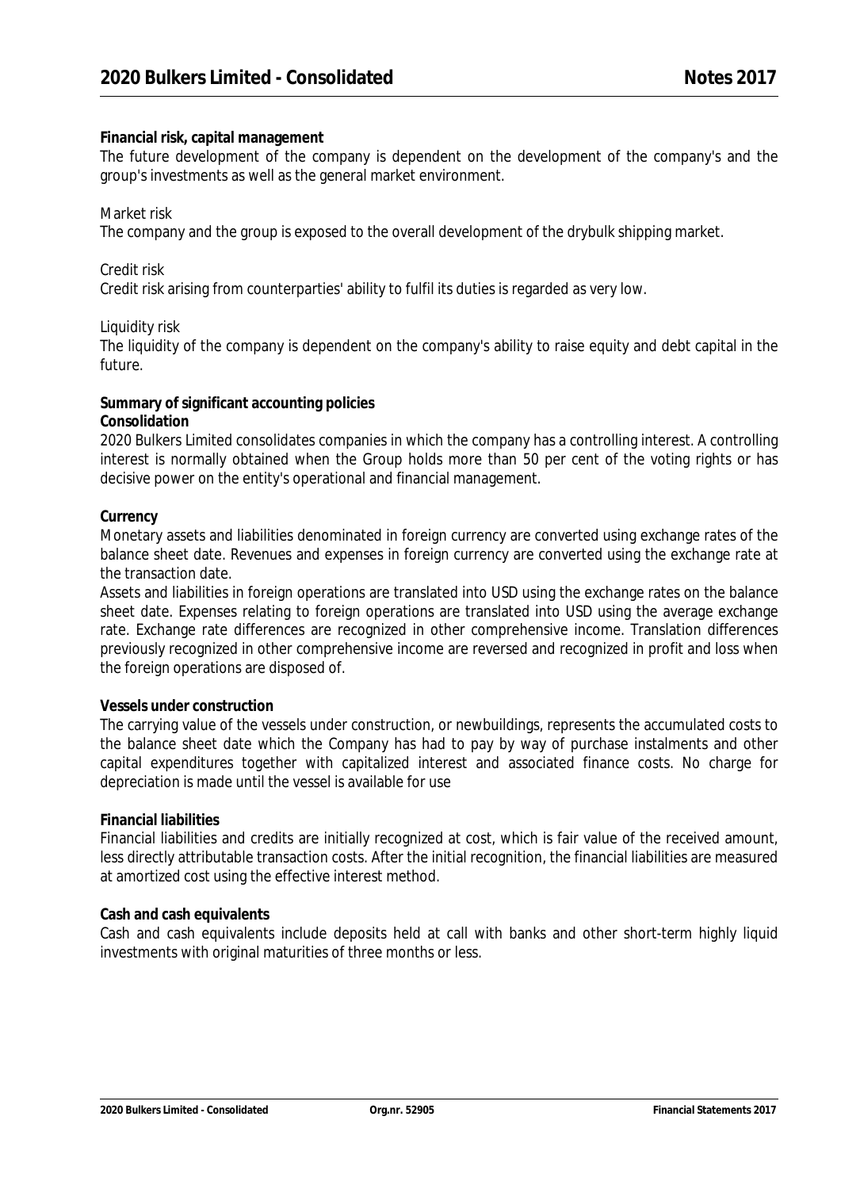**Financial risk, capital management**

The future development of the company is dependent on the development of the company's and the group's investments as well as the general market environment.

Market risk

The company and the group is exposed to the overall development of the drybulk shipping market.

Credit risk

Credit risk arising from counterparties' ability to fulfil its duties is regarded as very low.

Liquidity risk

The liquidity of the company is dependent on the company's ability to raise equity and debt capital in the future.

**Summary of significant accounting policies**

**Consolidation**

2020 Bulkers Limited consolidates companies in which the company has a controlling interest. A controlling interest is normally obtained when the Group holds more than 50 per cent of the voting rights or has decisive power on the entity's operational and financial management.

**Currency**

Monetary assets and liabilities denominated in foreign currency are converted using exchange rates of the balance sheet date. Revenues and expenses in foreign currency are converted using the exchange rate at the transaction date.

Assets and liabilities in foreign operations are translated into USD using the exchange rates on the balance sheet date. Expenses relating to foreign operations are translated into USD using the average exchange rate. Exchange rate differences are recognized in other comprehensive income. Translation differences previously recognized in other comprehensive income are reversed and recognized in profit and loss when the foreign operations are disposed of.

**Vessels under construction**

The carrying value of the vessels under construction, or newbuildings, represents the accumulated costs to the balance sheet date which the Company has had to pay by way of purchase instalments and other capital expenditures together with capitalized interest and associated finance costs. No charge for depreciation is made until the vessel is available for use

**Financial liabilities**

Financial liabilities and credits are initially recognized at cost, which is fair value of the received amount, less directly attributable transaction costs. After the initial recognition, the financial liabilities are measured at amortized cost using the effective interest method.

**Cash and cash equivalents**

Cash and cash equivalents include deposits held at call with banks and other short-term highly liquid investments with original maturities of three months or less.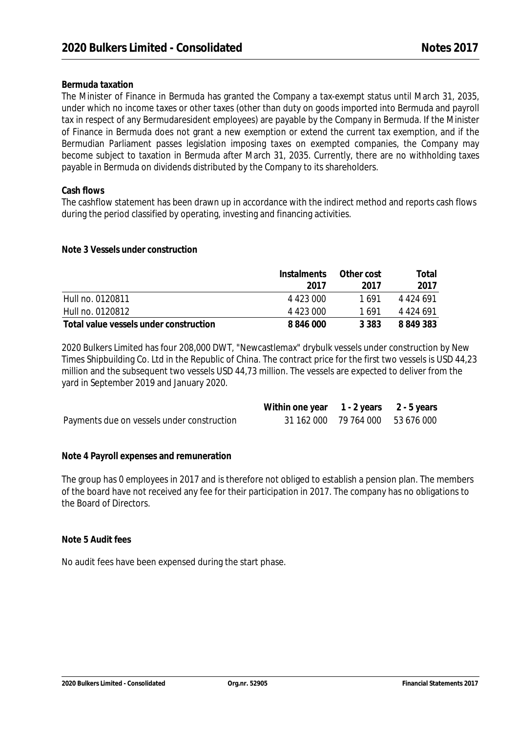**Bermuda taxation**

The Minister of Finance in Bermuda has granted the Company a tax-exempt status until March 31, 2035, under which no income taxes or other taxes (other than duty on goods imported into Bermuda and payroll tax in respect of any Bermudaresident employees) are payable by the Company in Bermuda. If the Minister of Finance in Bermuda does not grant a new exemption or extend the current tax exemption, and if the Bermudian Parliament passes legislation imposing taxes on exempted companies, the Company may become subject to taxation in Bermuda after March 31, 2035. Currently, there are no withholding taxes payable in Bermuda on dividends distributed by the Company to its shareholders.

**Cash flows**

The cashflow statement has been drawn up in accordance with the indirect method and reports cash flows during the period classified by operating, investing and financing activities.

**Note 3 Vessels under construction**

| | Instalments 2017 | Other cost 2017 | Total 2017 |
|---|---|---|---|
| Hull no. 0120811 | 4 423 000 | 1 691 | 4 424 691 |
| Hull no. 0120812 | 4 423 000 | 1 691 | 4 424 691 |
| **Total value vessels under construction** | **8 846 000** | **3 383** | **8 849 383** |

2020 Bulkers Limited has four 208,000 DWT, "Newcastlemax" drybulk vessels under construction by New Times Shipbuilding Co. Ltd in the Republic of China. The contract price for the first two vessels is USD 44,23 million and the subsequent two vessels USD 44,73 million. The vessels are expected to deliver from the yard in September 2019 and January 2020.

| | Within one year | 1 - 2 years | 2 - 5 years |
|---|---|---|---|
| Payments due on vessels under construction | 31 162 000 | 79 764 000 | 53 676 000 |

**Note 4 Payroll expenses and remuneration**

The group has 0 employees in 2017 and is therefore not obliged to establish a pension plan. The members of the board have not received any fee for their participation in 2017. The company has no obligations to the Board of Directors.

**Note 5 Audit fees**

No audit fees have been expensed during the start phase.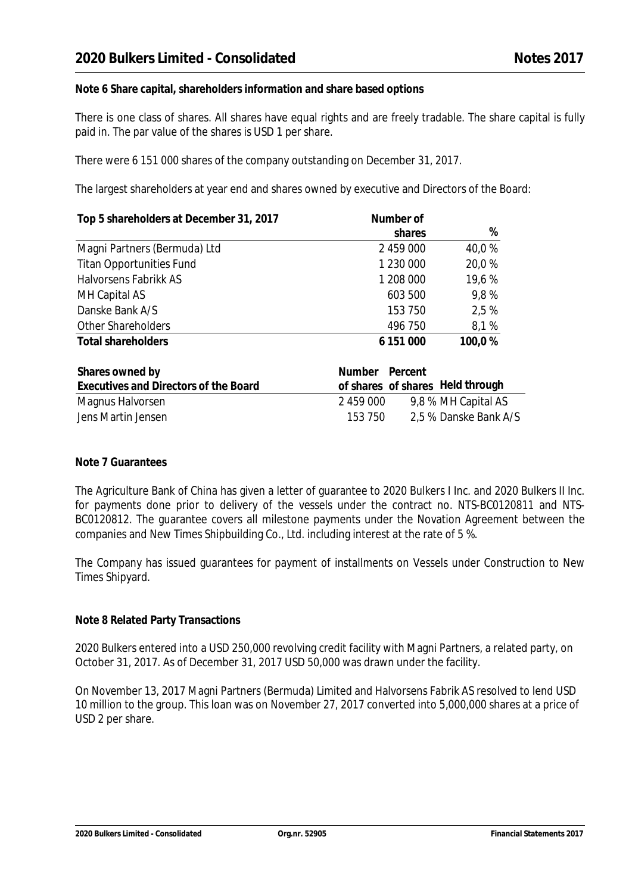**Note 6 Share capital, shareholders information and share based options**

There is one class of shares. All shares have equal rights and are freely tradable. The share capital is fully paid in. The par value of the shares is USD 1 per share.

There were 6 151 000 shares of the company outstanding on December 31, 2017.

The largest shareholders at year end and shares owned by executive and Directors of the Board:

| Top 5 shareholders at December 31, 2017 | Number of shares | % |
|---|---|---|
| Magni Partners (Bermuda) Ltd | 2 459 000 | 40,0 % |
| Titan Opportunities Fund | 1 230 000 | 20,0 % |
| Halvorsens Fabrikk AS | 1 208 000 | 19,6 % |
| MH Capital AS | 603 500 | 9,8 % |
| Danske Bank A/S | 153 750 | 2,5 % |
| Other Shareholders | 496 750 | 8,1 % |
| **Total shareholders** | **6 151 000** | **100,0 %** |

| Shares owned by Executives and Directors of the Board | Number of shares | Percent of shares | Held through |
|---|---|---|---|
| Magnus Halvorsen | 2 459 000 | 9,8 % | MH Capital AS |
| Jens Martin Jensen | 153 750 | 2,5 % | Danske Bank A/S |

**Note 7 Guarantees**

The Agriculture Bank of China has given a letter of guarantee to 2020 Bulkers I Inc. and 2020 Bulkers II Inc. for payments done prior to delivery of the vessels under the contract no. NTS-BC0120811 and NTS-BC0120812. The guarantee covers all milestone payments under the Novation Agreement between the companies and New Times Shipbuilding Co., Ltd. including interest at the rate of 5 %.

The Company has issued guarantees for payment of installments on Vessels under Construction to New Times Shipyard.

**Note 8 Related Party Transactions**

2020 Bulkers entered into a USD 250,000 revolving credit facility with Magni Partners, a related party, on October 31, 2017. As of December 31, 2017 USD 50,000 was drawn under the facility.

On November 13, 2017 Magni Partners (Bermuda) Limited and Halvorsens Fabrik AS resolved to lend USD 10 million to the group. This loan was on November 27, 2017 converted into 5,000,000 shares at a price of USD 2 per share.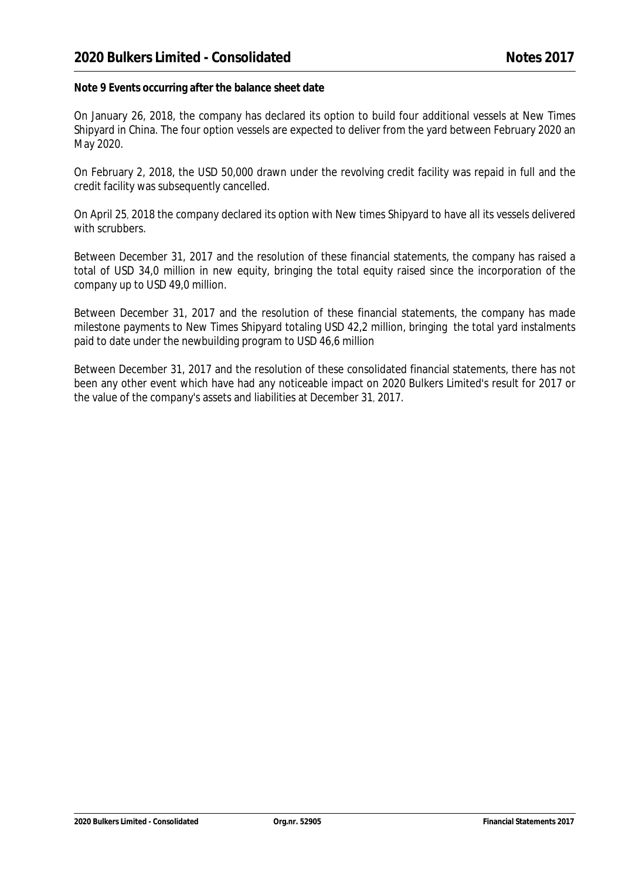**Note 9 Events occurring after the balance sheet date**

On January 26, 2018, the company has declared its option to build four additional vessels at New Times Shipyard in China. The four option vessels are expected to deliver from the yard between February 2020 an May 2020.

On February 2, 2018, the USD 50,000 drawn under the revolving credit facility was repaid in full and the credit facility was subsequently cancelled.

On April 25, 2018 the company declared its option with New times Shipyard to have all its vessels delivered with scrubbers.

Between December 31, 2017 and the resolution of these financial statements, the company has raised a total of USD 34,0 million in new equity, bringing the total equity raised since the incorporation of the company up to USD 49,0 million.

Between December 31, 2017 and the resolution of these financial statements, the company has made milestone payments to New Times Shipyard totaling USD 42,2 million, bringing the total yard instalments paid to date under the newbuilding program to USD 46,6 million

Between December 31, 2017 and the resolution of these consolidated financial statements, there has not been any other event which have had any noticeable impact on 2020 Bulkers Limited's result for 2017 or the value of the company's assets and liabilities at December 31, 2017.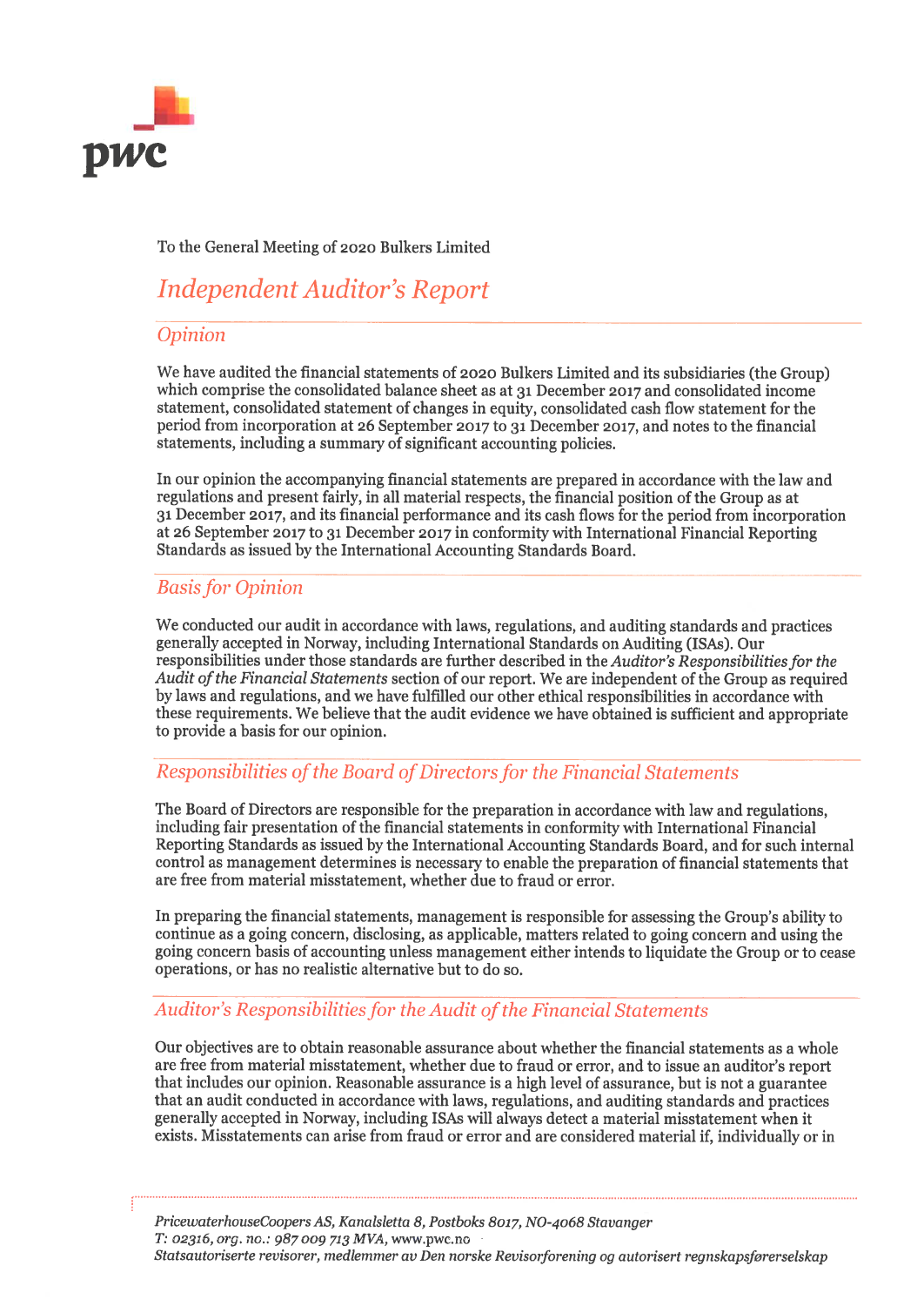To the General Meeting of 2020 Bulkers Limited

# *Independent Auditor's Report*

## *Opinion*

We have audited the financial statements of 2020 Bulkers Limited and its subsidiaries (the Group) which comprise the consolidated balance sheet as at 31 December 2017 and consolidated income statement, consolidated statement of changes in equity, consolidated cash flow statement for the period from incorporation at 26 September 2017 to 31 December 2017, and notes to the financial statements, including a summary of significant accounting policies.

In our opinion the accompanying financial statements are prepared in accordance with the law and regulations and present fairly, in all material respects, the financial position of the Group as at 31 December 2017, and its financial performance and its cash flows for the period from incorporation at 26 September 2017 to 31 December 2017 in conformity with International Financial Reporting Standards as issued by the International Accounting Standards Board.

## *Basis for Opinion*

We conducted our audit in accordance with laws, regulations, and auditing standards and practices generally accepted in Norway, including International Standards on Auditing (ISAs). Our responsibilities under those standards are further described in the *Auditor's Responsibilities for the Audit of the Financial Statements* section of our report. We are independent of the Group as required by laws and regulations, and we have fulfilled our other ethical responsibilities in accordance with these requirements. We believe that the audit evidence we have obtained is sufficient and appropriate to provide a basis for our opinion.

## *Responsibilities of the Board of Directors for the Financial Statements*

The Board of Directors are responsible for the preparation in accordance with law and regulations, including fair presentation of the financial statements in conformity with International Financial Reporting Standards as issued by the International Accounting Standards Board, and for such internal control as management determines is necessary to enable the preparation of financial statements that are free from material misstatement, whether due to fraud or error.

In preparing the financial statements, management is responsible for assessing the Group's ability to continue as a going concern, disclosing, as applicable, matters related to going concern and using the going concern basis of accounting unless management either intends to liquidate the Group or to cease operations, or has no realistic alternative but to do so.

## *Auditor's Responsibilities for the Audit of the Financial Statements*

Our objectives are to obtain reasonable assurance about whether the financial statements as a whole are free from material misstatement, whether due to fraud or error, and to issue an auditor's report that includes our opinion. Reasonable assurance is a high level of assurance, but is not a guarantee that an audit conducted in accordance with laws, regulations, and auditing standards and practices generally accepted in Norway, including ISAs will always detect a material misstatement when it exists. Misstatements can arise from fraud or error and are considered material if, individually or in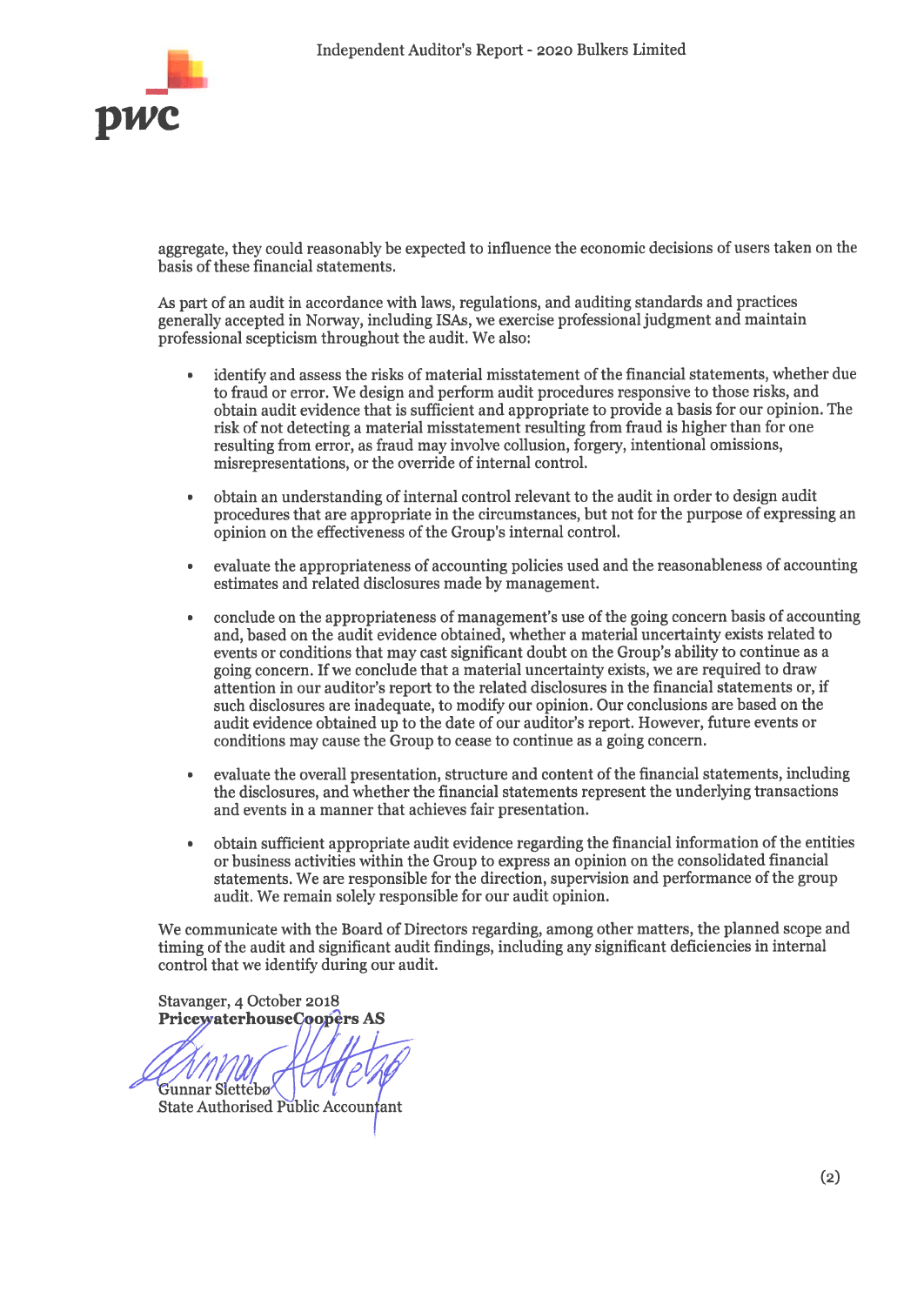aggregate, they could reasonably be expected to influence the economic decisions of users taken on the basis of these financial statements.

As part of an audit in accordance with laws, regulations, and auditing standards and practices generally accepted in Norway, including ISAs, we exercise professional judgment and maintain professional scepticism throughout the audit. We also:

- identify and assess the risks of material misstatement of the financial statements, whether due to fraud or error. We design and perform audit procedures responsive to those risks, and obtain audit evidence that is sufficient and appropriate to provide a basis for our opinion. The risk of not detecting a material misstatement resulting from fraud is higher than for one resulting from error, as fraud may involve collusion, forgery, intentional omissions, misrepresentations, or the override of internal control.
- obtain an understanding of internal control relevant to the audit in order to design audit procedures that are appropriate in the circumstances, but not for the purpose of expressing an opinion on the effectiveness of the Group's internal control.
- evaluate the appropriateness of accounting policies used and the reasonableness of accounting estimates and related disclosures made by management.
- conclude on the appropriateness of management's use of the going concern basis of accounting and, based on the audit evidence obtained, whether a material uncertainty exists related to events or conditions that may cast significant doubt on the Group's ability to continue as a going concern. If we conclude that a material uncertainty exists, we are required to draw attention in our auditor's report to the related disclosures in the financial statements or, if such disclosures are inadequate, to modify our opinion. Our conclusions are based on the audit evidence obtained up to the date of our auditor's report. However, future events or conditions may cause the Group to cease to continue as a going concern.
- evaluate the overall presentation, structure and content of the financial statements, including the disclosures, and whether the financial statements represent the underlying transactions and events in a manner that achieves fair presentation.
- obtain sufficient appropriate audit evidence regarding the financial information of the entities or business activities within the Group to express an opinion on the consolidated financial statements. We are responsible for the direction, supervision and performance of the group audit. We remain solely responsible for our audit opinion.

We communicate with the Board of Directors regarding, among other matters, the planned scope and timing of the audit and significant audit findings, including any significant deficiencies in internal control that we identify during our audit.

Stavanger, 4 October 2018
**PricewaterhouseCoopers AS**

Gunnar Slettebø
State Authorised Public Accountant